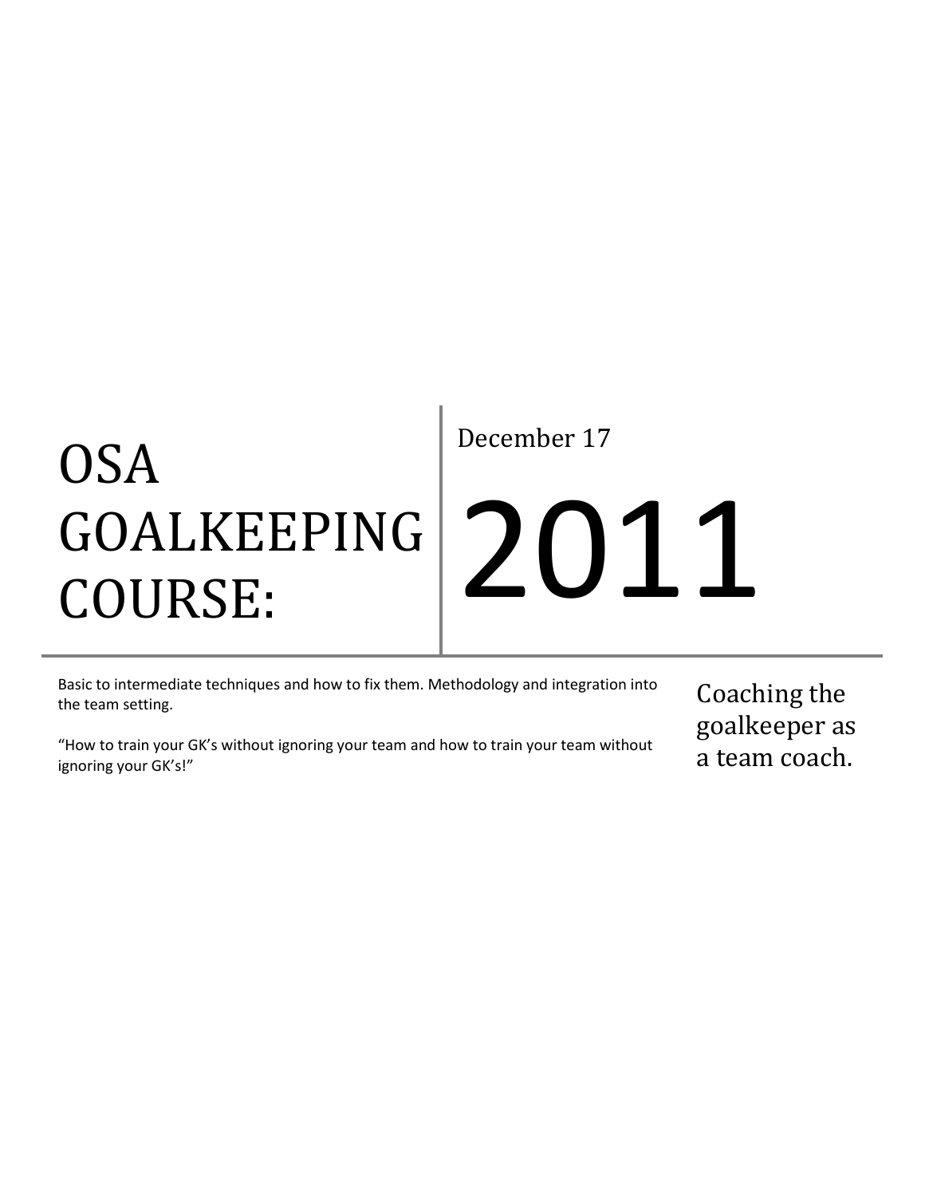# OSA GOALKEEPING COURSE:

December 17

# 2011

Basic to intermediate techniques and how to fix them. Methodology and integration into the team setting.

"How to train your GK's without ignoring your team and how to train your team without ignoring your GK's!"

## Coaching the goalkeeper as a team coach.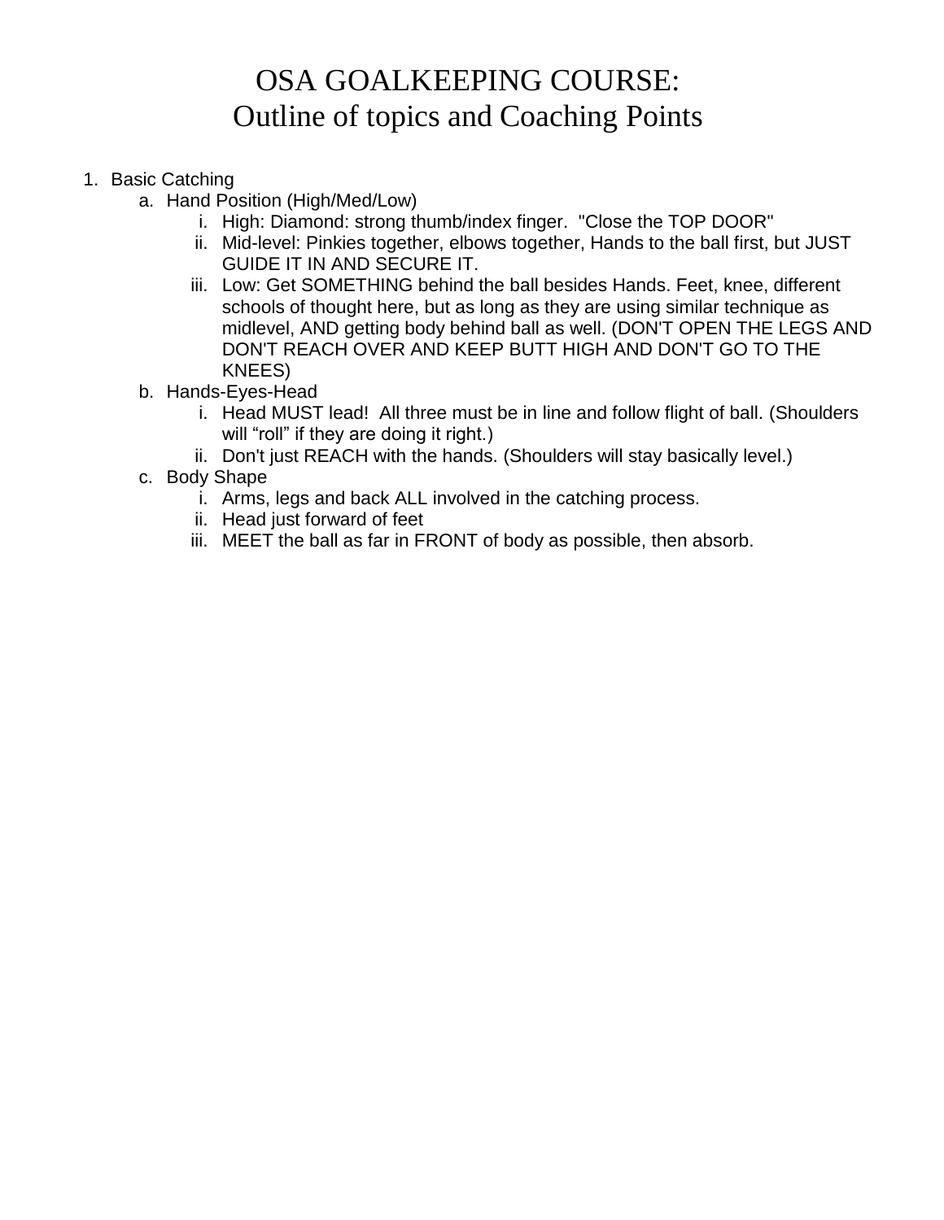# OSA GOALKEEPING COURSE:
# Outline of topics and Coaching Points

1. Basic Catching
    a. Hand Position (High/Med/Low)
        i. High: Diamond: strong thumb/index finger. "Close the TOP DOOR"
        ii. Mid-level: Pinkies together, elbows together, Hands to the ball first, but JUST GUIDE IT IN AND SECURE IT.
        iii. Low: Get SOMETHING behind the ball besides Hands. Feet, knee, different schools of thought here, but as long as they are using similar technique as midlevel, AND getting body behind ball as well. (DON'T OPEN THE LEGS AND DON'T REACH OVER AND KEEP BUTT HIGH AND DON'T GO TO THE KNEES)
    b. Hands-Eyes-Head
        i. Head MUST lead! All three must be in line and follow flight of ball. (Shoulders will "roll" if they are doing it right.)
        ii. Don't just REACH with the hands. (Shoulders will stay basically level.)
    c. Body Shape
        i. Arms, legs and back ALL involved in the catching process.
        ii. Head just forward of feet
        iii. MEET the ball as far in FRONT of body as possible, then absorb.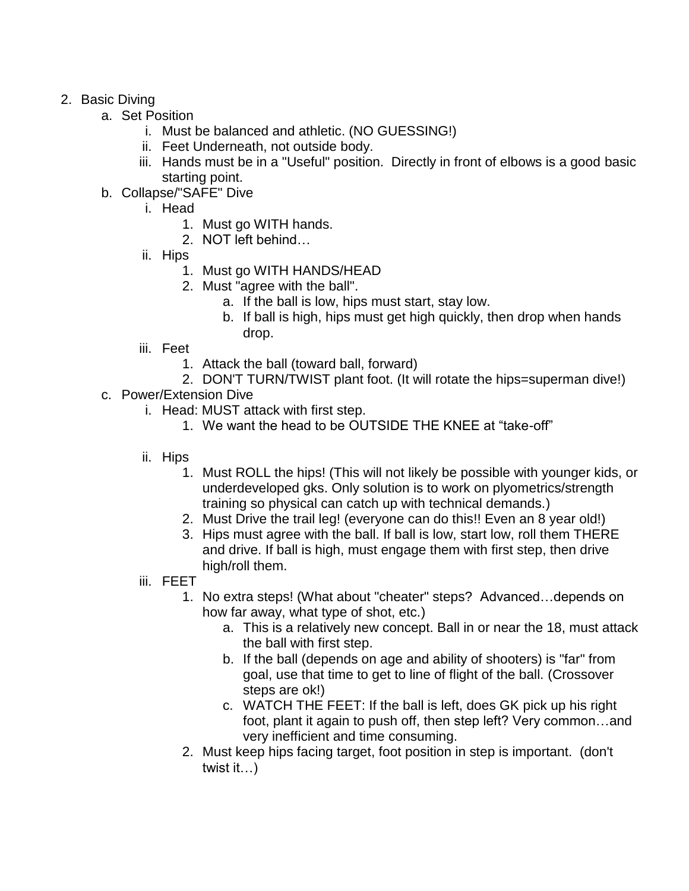2. Basic Diving
    a. Set Position
        i. Must be balanced and athletic. (NO GUESSING!)
        ii. Feet Underneath, not outside body.
        iii. Hands must be in a "Useful" position. Directly in front of elbows is a good basic starting point.
    b. Collapse/"SAFE" Dive
        i. Head
            1. Must go WITH hands.
            2. NOT left behind…
        ii. Hips
            1. Must go WITH HANDS/HEAD
            2. Must "agree with the ball".
                a. If the ball is low, hips must start, stay low.
                b. If ball is high, hips must get high quickly, then drop when hands drop.
        iii. Feet
            1. Attack the ball (toward ball, forward)
            2. DON'T TURN/TWIST plant foot. (It will rotate the hips=superman dive!)
    c. Power/Extension Dive
        i. Head: MUST attack with first step.
            1. We want the head to be OUTSIDE THE KNEE at "take-off"
        ii. Hips
            1. Must ROLL the hips! (This will not likely be possible with younger kids, or underdeveloped gks. Only solution is to work on plyometrics/strength training so physical can catch up with technical demands.)
            2. Must Drive the trail leg! (everyone can do this!! Even an 8 year old!)
            3. Hips must agree with the ball. If ball is low, start low, roll them THERE and drive. If ball is high, must engage them with first step, then drive high/roll them.
        iii. FEET
            1. No extra steps! (What about "cheater" steps? Advanced…depends on how far away, what type of shot, etc.)
                a. This is a relatively new concept. Ball in or near the 18, must attack the ball with first step.
                b. If the ball (depends on age and ability of shooters) is "far" from goal, use that time to get to line of flight of the ball. (Crossover steps are ok!)
                c. WATCH THE FEET: If the ball is left, does GK pick up his right foot, plant it again to push off, then step left? Very common…and very inefficient and time consuming.
            2. Must keep hips facing target, foot position in step is important. (don't twist it…)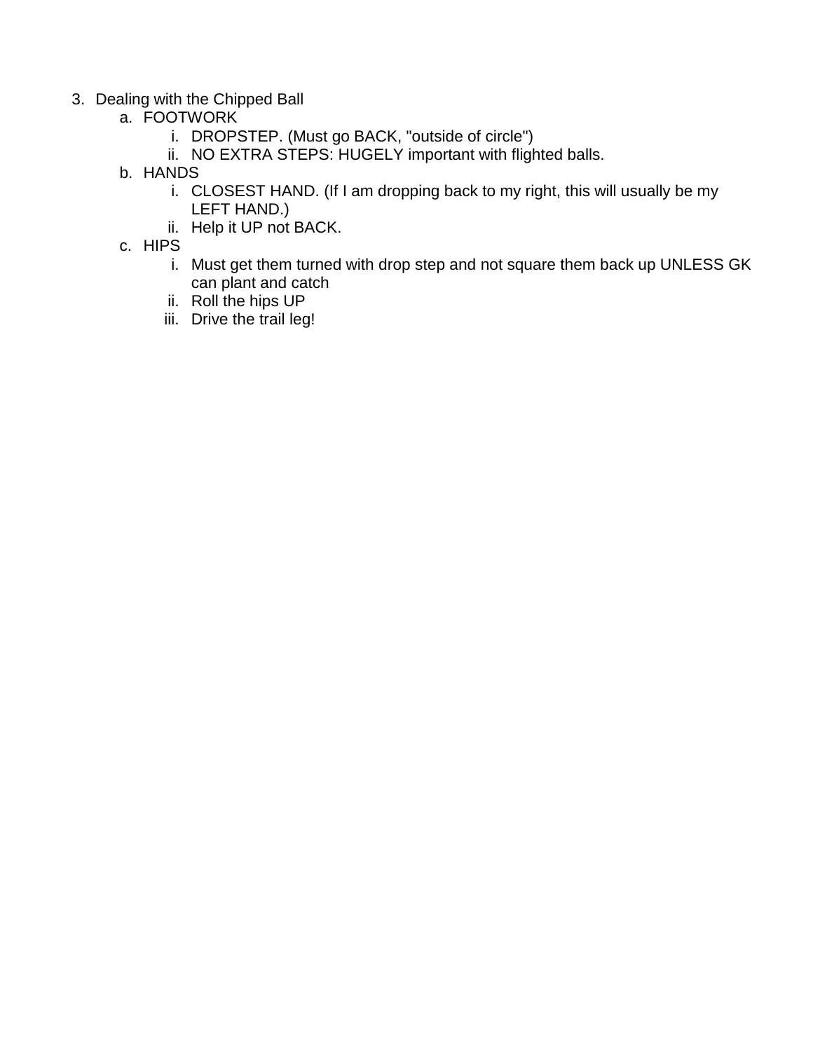3. Dealing with the Chipped Ball
    a. FOOTWORK
        i. DROPSTEP. (Must go BACK, "outside of circle")
        ii. NO EXTRA STEPS: HUGELY important with flighted balls.
    b. HANDS
        i. CLOSEST HAND. (If I am dropping back to my right, this will usually be my LEFT HAND.)
        ii. Help it UP not BACK.
    c. HIPS
        i. Must get them turned with drop step and not square them back up UNLESS GK can plant and catch
        ii. Roll the hips UP
        iii. Drive the trail leg!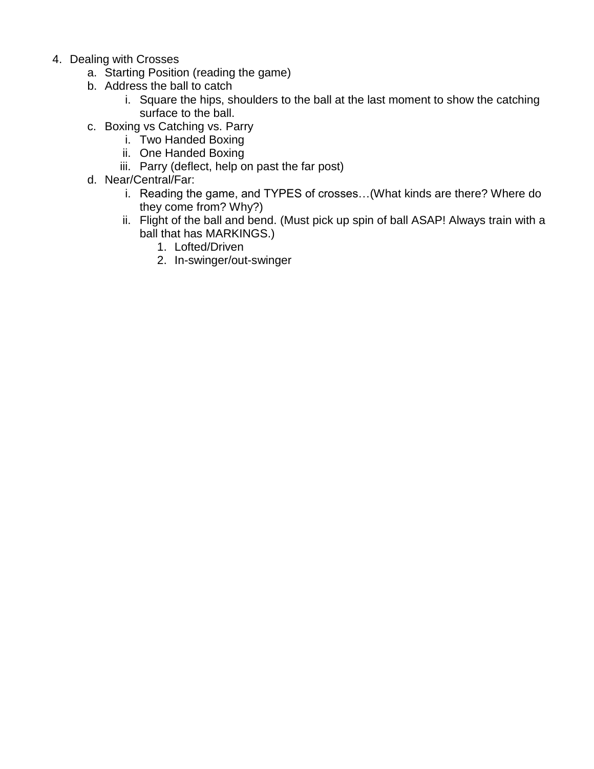4. Dealing with Crosses
    a. Starting Position (reading the game)
    b. Address the ball to catch
        i. Square the hips, shoulders to the ball at the last moment to show the catching surface to the ball.
    c. Boxing vs Catching vs. Parry
        i. Two Handed Boxing
        ii. One Handed Boxing
        iii. Parry (deflect, help on past the far post)
    d. Near/Central/Far:
        i. Reading the game, and TYPES of crosses…(What kinds are there? Where do they come from? Why?)
        ii. Flight of the ball and bend. (Must pick up spin of ball ASAP! Always train with a ball that has MARKINGS.)
            1. Lofted/Driven
            2. In-swinger/out-swinger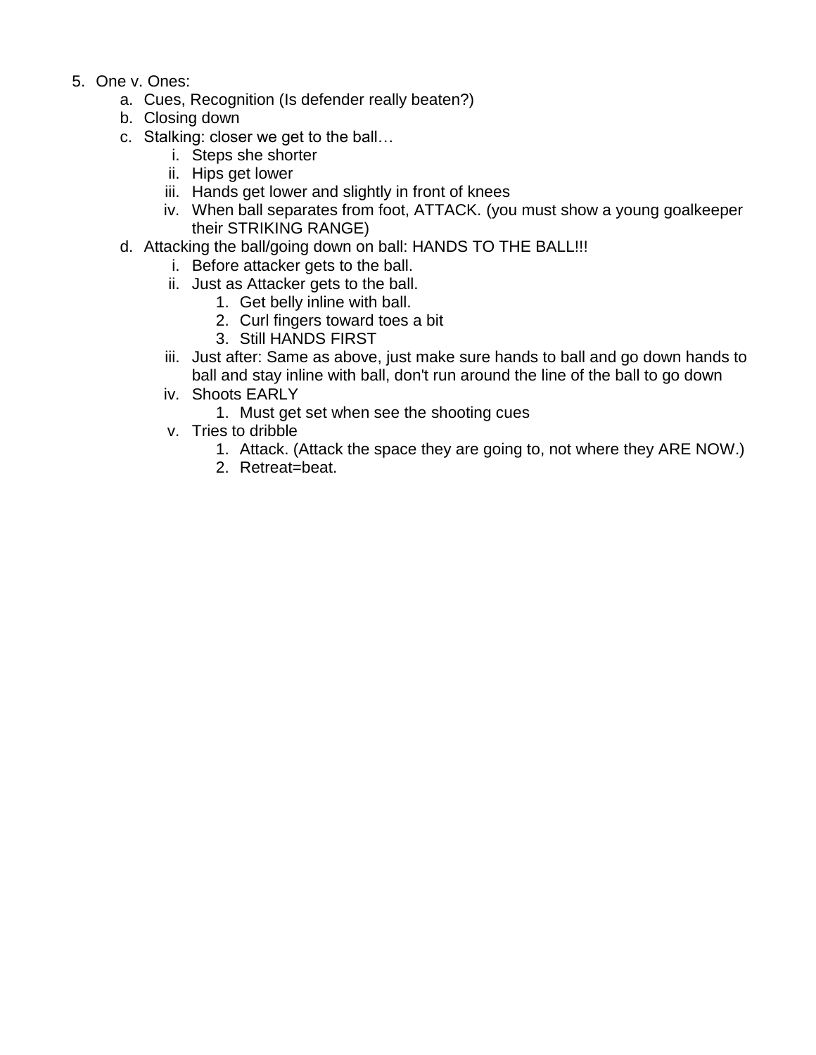5. One v. Ones:
    a. Cues, Recognition (Is defender really beaten?)
    b. Closing down
    c. Stalking: closer we get to the ball…
        i. Steps she shorter
        ii. Hips get lower
        iii. Hands get lower and slightly in front of knees
        iv. When ball separates from foot, ATTACK. (you must show a young goalkeeper their STRIKING RANGE)
    d. Attacking the ball/going down on ball: HANDS TO THE BALL!!!
        i. Before attacker gets to the ball.
        ii. Just as Attacker gets to the ball.
            1. Get belly inline with ball.
            2. Curl fingers toward toes a bit
            3. Still HANDS FIRST
        iii. Just after: Same as above, just make sure hands to ball and go down hands to ball and stay inline with ball, don't run around the line of the ball to go down
        iv. Shoots EARLY
            1. Must get set when see the shooting cues
        v. Tries to dribble
            1. Attack. (Attack the space they are going to, not where they ARE NOW.)
            2. Retreat=beat.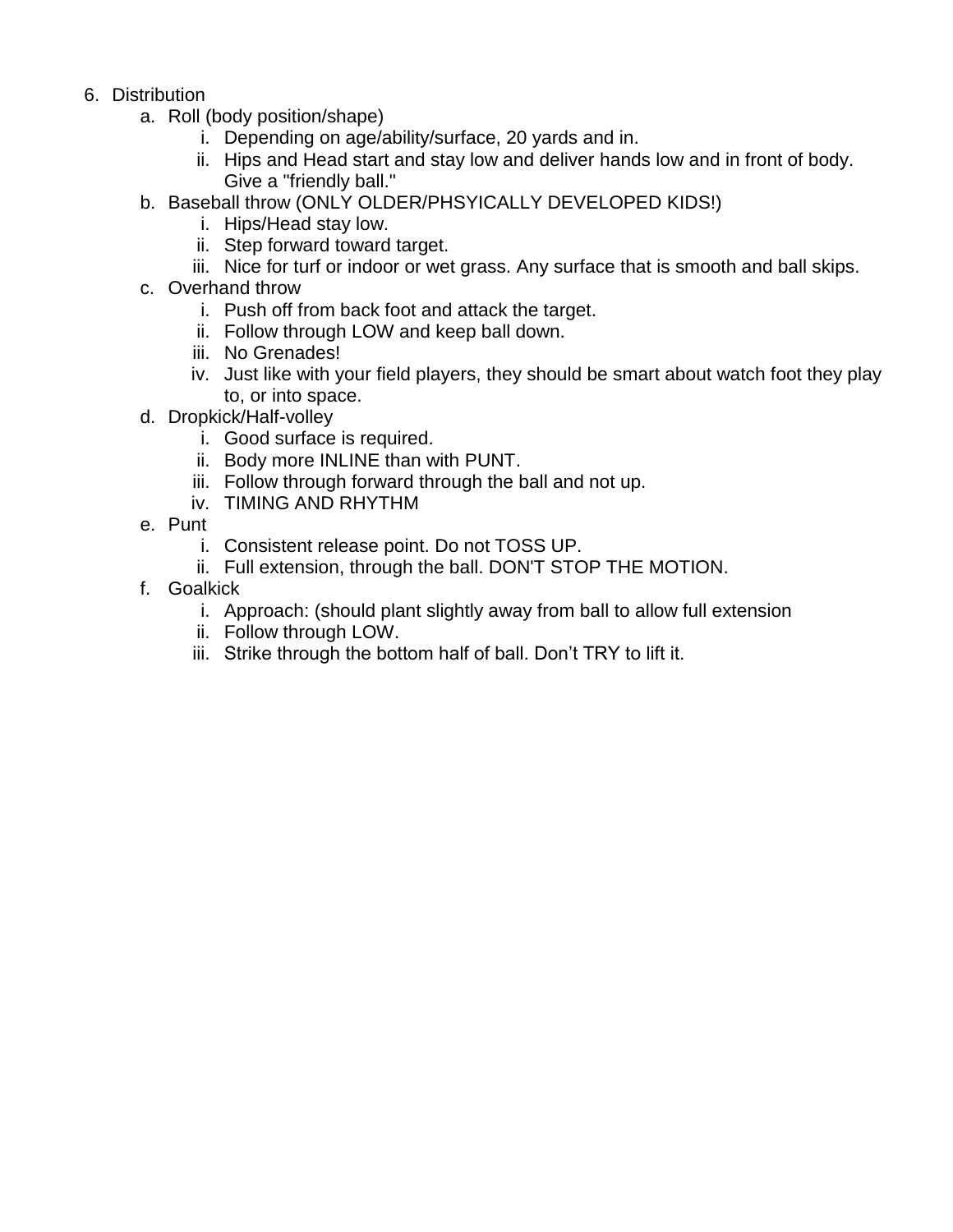6. Distribution
    a. Roll (body position/shape)
        i. Depending on age/ability/surface, 20 yards and in.
        ii. Hips and Head start and stay low and deliver hands low and in front of body. Give a "friendly ball."
    b. Baseball throw (ONLY OLDER/PHSYICALLY DEVELOPED KIDS!)
        i. Hips/Head stay low.
        ii. Step forward toward target.
        iii. Nice for turf or indoor or wet grass. Any surface that is smooth and ball skips.
    c. Overhand throw
        i. Push off from back foot and attack the target.
        ii. Follow through LOW and keep ball down.
        iii. No Grenades!
        iv. Just like with your field players, they should be smart about watch foot they play to, or into space.
    d. Dropkick/Half-volley
        i. Good surface is required.
        ii. Body more INLINE than with PUNT.
        iii. Follow through forward through the ball and not up.
        iv. TIMING AND RHYTHM
    e. Punt
        i. Consistent release point. Do not TOSS UP.
        ii. Full extension, through the ball. DON'T STOP THE MOTION.
    f. Goalkick
        i. Approach: (should plant slightly away from ball to allow full extension
        ii. Follow through LOW.
        iii. Strike through the bottom half of ball. Don't TRY to lift it.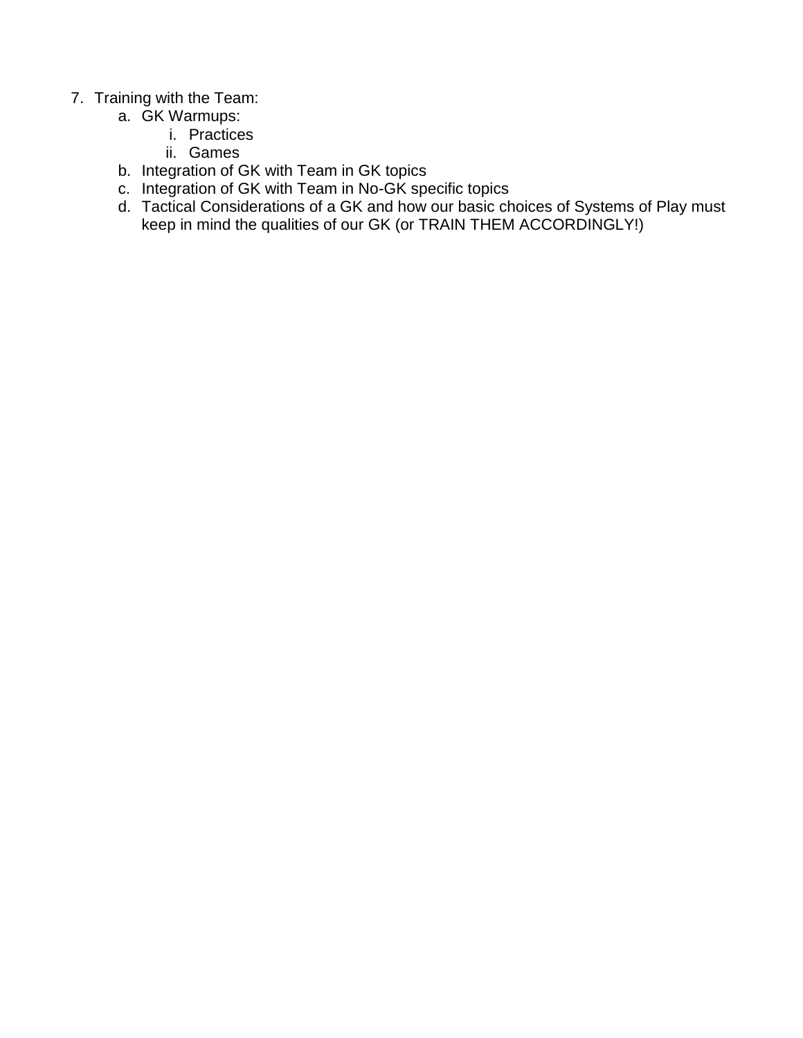7. Training with the Team:
    a. GK Warmups:
        i. Practices
        ii. Games
    b. Integration of GK with Team in GK topics
    c. Integration of GK with Team in No-GK specific topics
    d. Tactical Considerations of a GK and how our basic choices of Systems of Play must keep in mind the qualities of our GK (or TRAIN THEM ACCORDINGLY!)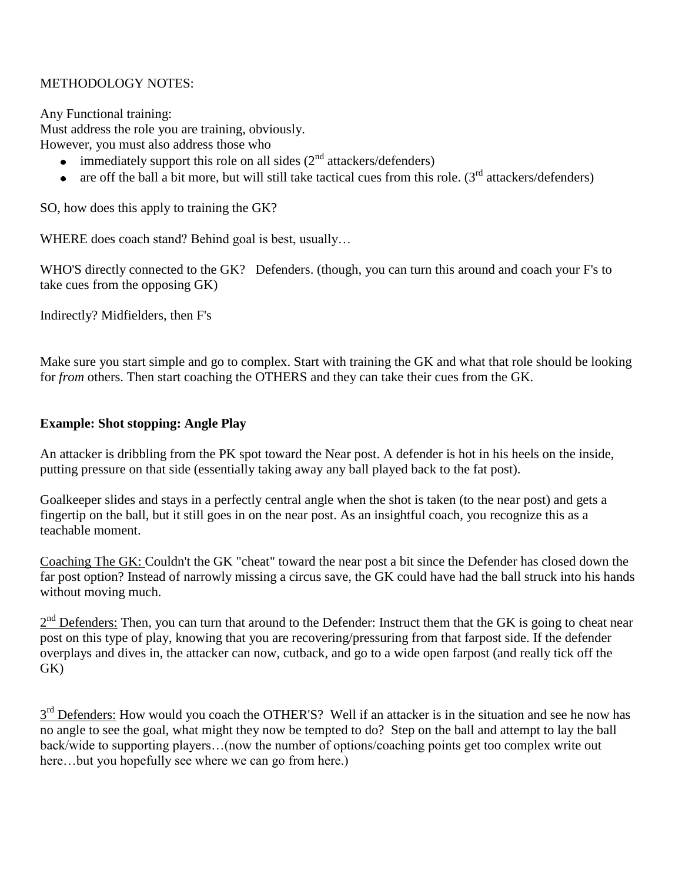METHODOLOGY NOTES:

Any Functional training:
Must address the role you are training, obviously.
However, you must also address those who

- immediately support this role on all sides (2nd attackers/defenders)
- are off the ball a bit more, but will still take tactical cues from this role. (3rd attackers/defenders)

SO, how does this apply to training the GK?

WHERE does coach stand? Behind goal is best, usually…

WHO'S directly connected to the GK? Defenders. (though, you can turn this around and coach your F's to take cues from the opposing GK)

Indirectly? Midfielders, then F's

Make sure you start simple and go to complex. Start with training the GK and what that role should be looking for *from* others. Then start coaching the OTHERS and they can take their cues from the GK.

**Example: Shot stopping: Angle Play**

An attacker is dribbling from the PK spot toward the Near post. A defender is hot in his heels on the inside, putting pressure on that side (essentially taking away any ball played back to the fat post).

Goalkeeper slides and stays in a perfectly central angle when the shot is taken (to the near post) and gets a fingertip on the ball, but it still goes in on the near post. As an insightful coach, you recognize this as a teachable moment.

Coaching The GK: Couldn't the GK "cheat" toward the near post a bit since the Defender has closed down the far post option? Instead of narrowly missing a circus save, the GK could have had the ball struck into his hands without moving much.

2nd Defenders: Then, you can turn that around to the Defender: Instruct them that the GK is going to cheat near post on this type of play, knowing that you are recovering/pressuring from that farpost side. If the defender overplays and dives in, the attacker can now, cutback, and go to a wide open farpost (and really tick off the GK)

3rd Defenders: How would you coach the OTHER'S? Well if an attacker is in the situation and see he now has no angle to see the goal, what might they now be tempted to do? Step on the ball and attempt to lay the ball back/wide to supporting players…(now the number of options/coaching points get too complex write out here…but you hopefully see where we can go from here.)